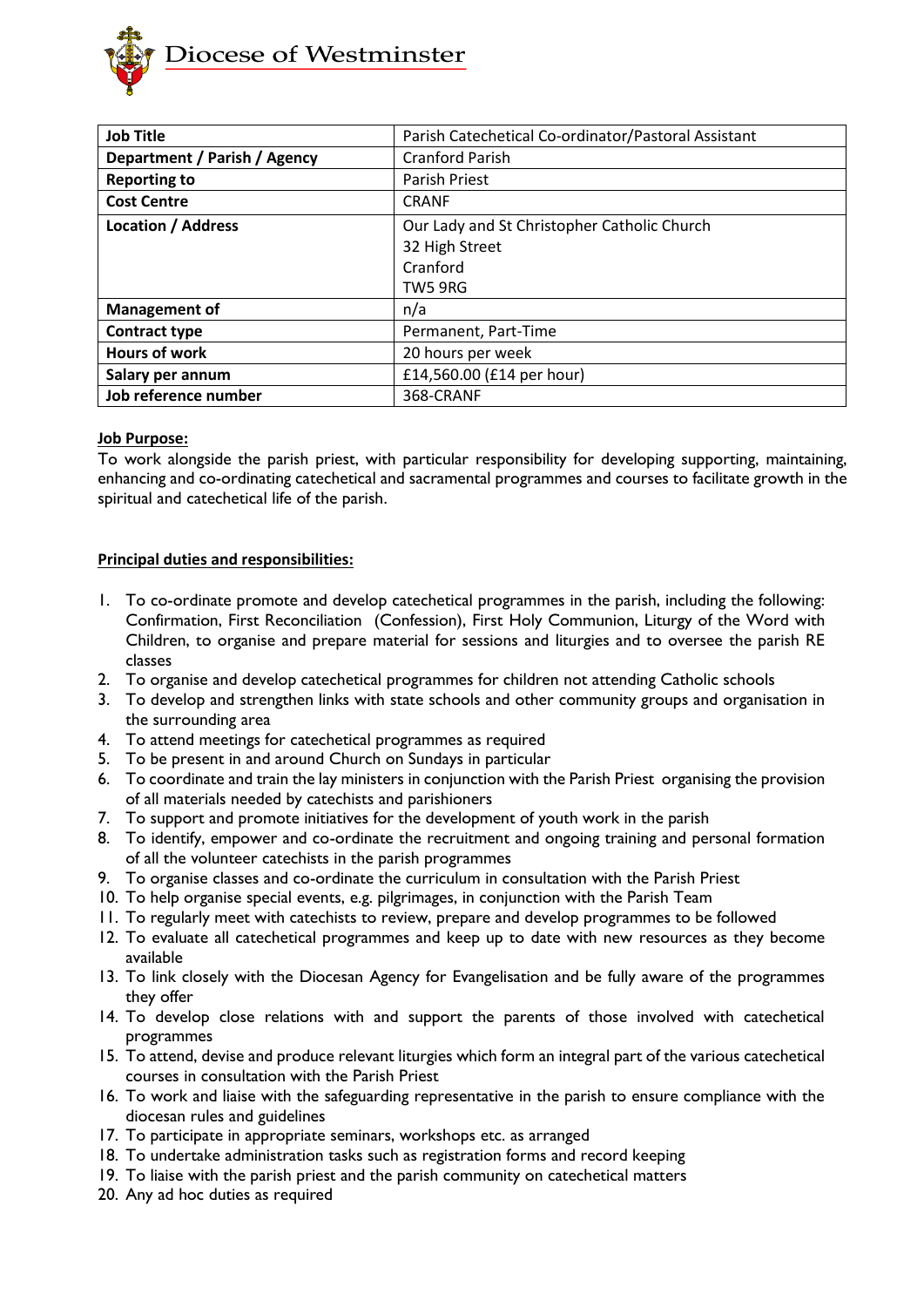# Diocese of Westminster

| Job Title | Parish Catechetical Co-ordinator/Pastoral Assistant |
|---|---|
| Department / Parish / Agency | Cranford Parish |
| Reporting to | Parish Priest |
| Cost Centre | CRANF |
| Location / Address | Our Lady and St Christopher Catholic Church<br>32 High Street<br>Cranford<br>TW5 9RG |
| Management of | n/a |
| Contract type | Permanent, Part-Time |
| Hours of work | 20 hours per week |
| Salary per annum | £14,560.00 (£14 per hour) |
| Job reference number | 368-CRANF |

**Job Purpose:**

To work alongside the parish priest, with particular responsibility for developing supporting, maintaining, enhancing and co-ordinating catechetical and sacramental programmes and courses to facilitate growth in the spiritual and catechetical life of the parish.

**Principal duties and responsibilities:**

1. To co-ordinate promote and develop catechetical programmes in the parish, including the following: Confirmation, First Reconciliation (Confession), First Holy Communion, Liturgy of the Word with Children, to organise and prepare material for sessions and liturgies and to oversee the parish RE classes
2. To organise and develop catechetical programmes for children not attending Catholic schools
3. To develop and strengthen links with state schools and other community groups and organisation in the surrounding area
4. To attend meetings for catechetical programmes as required
5. To be present in and around Church on Sundays in particular
6. To coordinate and train the lay ministers in conjunction with the Parish Priest organising the provision of all materials needed by catechists and parishioners
7. To support and promote initiatives for the development of youth work in the parish
8. To identify, empower and co-ordinate the recruitment and ongoing training and personal formation of all the volunteer catechists in the parish programmes
9. To organise classes and co-ordinate the curriculum in consultation with the Parish Priest
10. To help organise special events, e.g. pilgrimages, in conjunction with the Parish Team
11. To regularly meet with catechists to review, prepare and develop programmes to be followed
12. To evaluate all catechetical programmes and keep up to date with new resources as they become available
13. To link closely with the Diocesan Agency for Evangelisation and be fully aware of the programmes they offer
14. To develop close relations with and support the parents of those involved with catechetical programmes
15. To attend, devise and produce relevant liturgies which form an integral part of the various catechetical courses in consultation with the Parish Priest
16. To work and liaise with the safeguarding representative in the parish to ensure compliance with the diocesan rules and guidelines
17. To participate in appropriate seminars, workshops etc. as arranged
18. To undertake administration tasks such as registration forms and record keeping
19. To liaise with the parish priest and the parish community on catechetical matters
20. Any ad hoc duties as required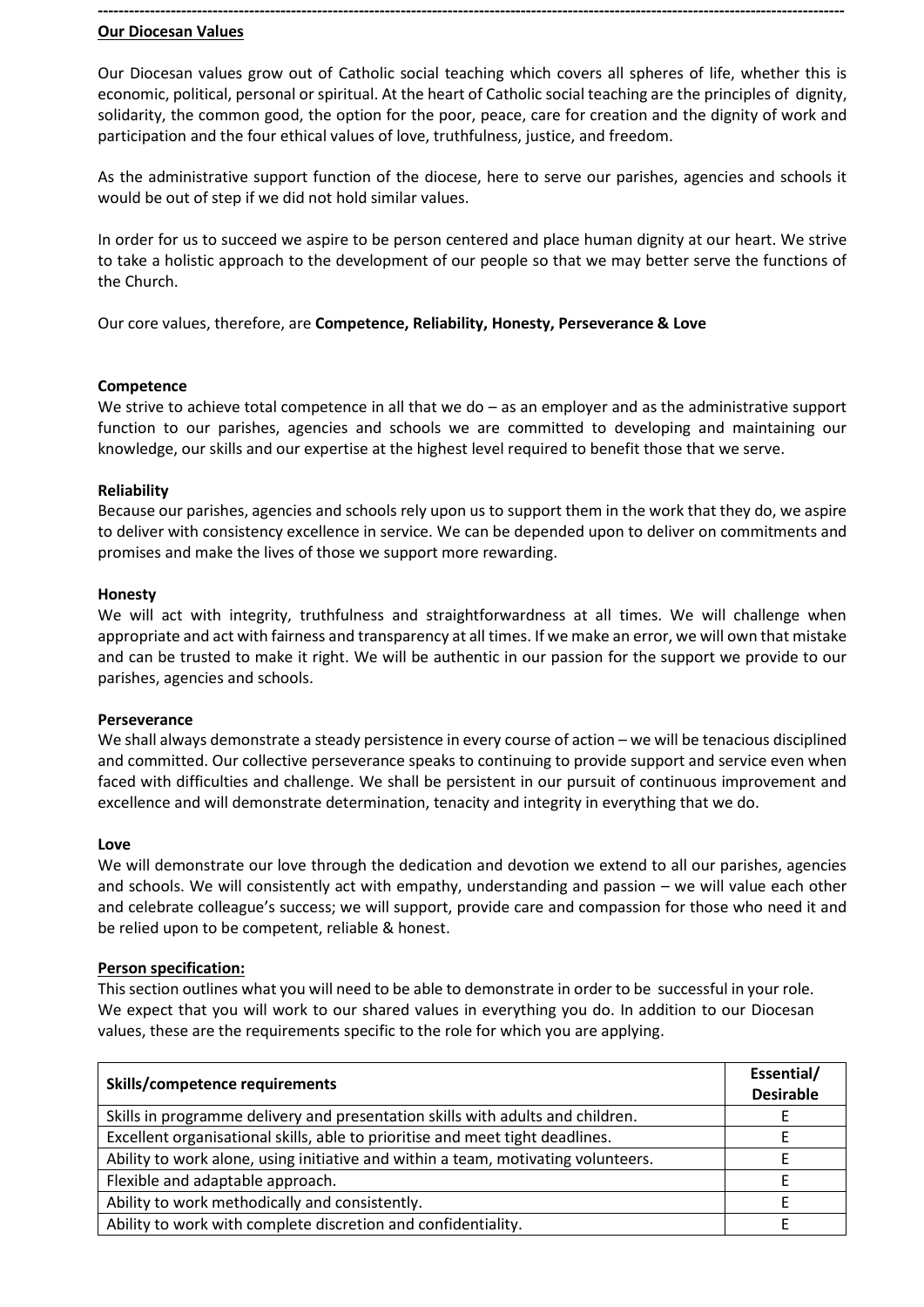**Our Diocesan Values**

Our Diocesan values grow out of Catholic social teaching which covers all spheres of life, whether this is economic, political, personal or spiritual. At the heart of Catholic social teaching are the principles of dignity, solidarity, the common good, the option for the poor, peace, care for creation and the dignity of work and participation and the four ethical values of love, truthfulness, justice, and freedom.

As the administrative support function of the diocese, here to serve our parishes, agencies and schools it would be out of step if we did not hold similar values.

In order for us to succeed we aspire to be person centered and place human dignity at our heart. We strive to take a holistic approach to the development of our people so that we may better serve the functions of the Church.

Our core values, therefore, are **Competence, Reliability, Honesty, Perseverance & Love**

**Competence**
We strive to achieve total competence in all that we do – as an employer and as the administrative support function to our parishes, agencies and schools we are committed to developing and maintaining our knowledge, our skills and our expertise at the highest level required to benefit those that we serve.

**Reliability**
Because our parishes, agencies and schools rely upon us to support them in the work that they do, we aspire to deliver with consistency excellence in service. We can be depended upon to deliver on commitments and promises and make the lives of those we support more rewarding.

**Honesty**
We will act with integrity, truthfulness and straightforwardness at all times. We will challenge when appropriate and act with fairness and transparency at all times. If we make an error, we will own that mistake and can be trusted to make it right. We will be authentic in our passion for the support we provide to our parishes, agencies and schools.

**Perseverance**
We shall always demonstrate a steady persistence in every course of action – we will be tenacious disciplined and committed. Our collective perseverance speaks to continuing to provide support and service even when faced with difficulties and challenge. We shall be persistent in our pursuit of continuous improvement and excellence and will demonstrate determination, tenacity and integrity in everything that we do.

**Love**
We will demonstrate our love through the dedication and devotion we extend to all our parishes, agencies and schools. We will consistently act with empathy, understanding and passion – we will value each other and celebrate colleague's success; we will support, provide care and compassion for those who need it and be relied upon to be competent, reliable & honest.

**Person specification:**
This section outlines what you will need to be able to demonstrate in order to be successful in your role. We expect that you will work to our shared values in everything you do. In addition to our Diocesan values, these are the requirements specific to the role for which you are applying.

| Skills/competence requirements | Essential/ Desirable |
|---|---|
| Skills in programme delivery and presentation skills with adults and children. | E |
| Excellent organisational skills, able to prioritise and meet tight deadlines. | E |
| Ability to work alone, using initiative and within a team, motivating volunteers. | E |
| Flexible and adaptable approach. | E |
| Ability to work methodically and consistently. | E |
| Ability to work with complete discretion and confidentiality. | E |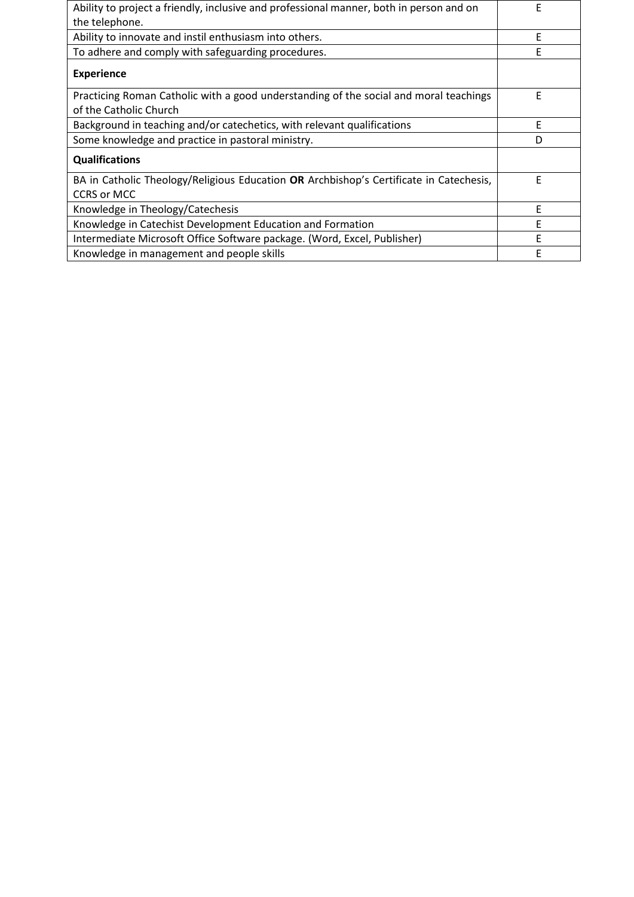| | |
|---|---|
| Ability to project a friendly, inclusive and professional manner, both in person and on the telephone. | E |
| Ability to innovate and instil enthusiasm into others. | E |
| To adhere and comply with safeguarding procedures. | E |
| **Experience** | |
| Practicing Roman Catholic with a good understanding of the social and moral teachings of the Catholic Church | E |
| Background in teaching and/or catechetics, with relevant qualifications | E |
| Some knowledge and practice in pastoral ministry. | D |
| **Qualifications** | |
| BA in Catholic Theology/Religious Education **OR** Archbishop's Certificate in Catechesis, CCRS or MCC | E |
| Knowledge in Theology/Catechesis | E |
| Knowledge in Catechist Development Education and Formation | E |
| Intermediate Microsoft Office Software package. (Word, Excel, Publisher) | E |
| Knowledge in management and people skills | E |